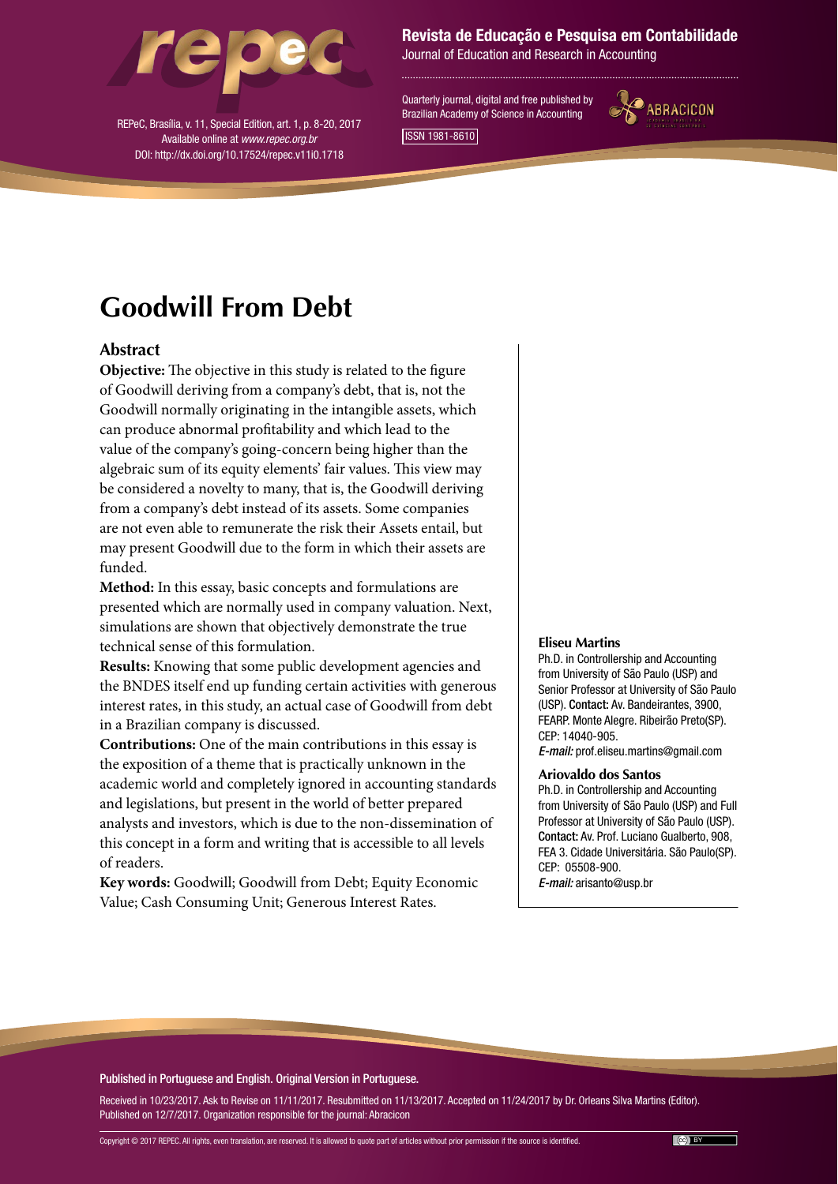# Goodwill From Debt

## Abstract

**Objective:** The objective in this study is related to the figure of Goodwill deriving from a company's debt, that is, not the Goodwill normally originating in the intangible assets, which can produce abnormal profitability and which lead to the value of the company's going-concern being higher than the algebraic sum of its equity elements' fair values. This view may be considered a novelty to many, that is, the Goodwill deriving from a company's debt instead of its assets. Some companies are not even able to remunerate the risk their Assets entail, but may present Goodwill due to the form in which their assets are funded.

**Method:** In this essay, basic concepts and formulations are presented which are normally used in company valuation. Next, simulations are shown that objectively demonstrate the true technical sense of this formulation.

**Results:** Knowing that some public development agencies and the BNDES itself end up funding certain activities with generous interest rates, in this study, an actual case of Goodwill from debt in a Brazilian company is discussed.

**Contributions:** One of the main contributions in this essay is the exposition of a theme that is practically unknown in the academic world and completely ignored in accounting standards and legislations, but present in the world of better prepared analysts and investors, which is due to the non-dissemination of this concept in a form and writing that is accessible to all levels of readers.

**Key words:** Goodwill; Goodwill from Debt; Equity Economic Value; Cash Consuming Unit; Generous Interest Rates.

**Eliseu Martins**
Ph.D. in Controllership and Accounting from University of São Paulo (USP) and Senior Professor at University of São Paulo (USP). **Contact:** Av. Bandeirantes, 3900, FEARP. Monte Alegre. Ribeirão Preto(SP). CEP: 14040-905.
*E-mail:* prof.eliseu.martins@gmail.com

**Ariovaldo dos Santos**
Ph.D. in Controllership and Accounting from University of São Paulo (USP) and Full Professor at University of São Paulo (USP). **Contact:** Av. Prof. Luciano Gualberto, 908, FEA 3. Cidade Universitária. São Paulo(SP). CEP: 05508-900.
*E-mail:* arisanto@usp.br

Published in Portuguese and English. Original Version in Portuguese.

Received in 10/23/2017. Ask to Revise on 11/11/2017. Resubmitted on 11/13/2017. Accepted on 11/24/2017 by Dr. Orleans Silva Martins (Editor). Published on 12/7/2017. Organization responsible for the journal: Abracicon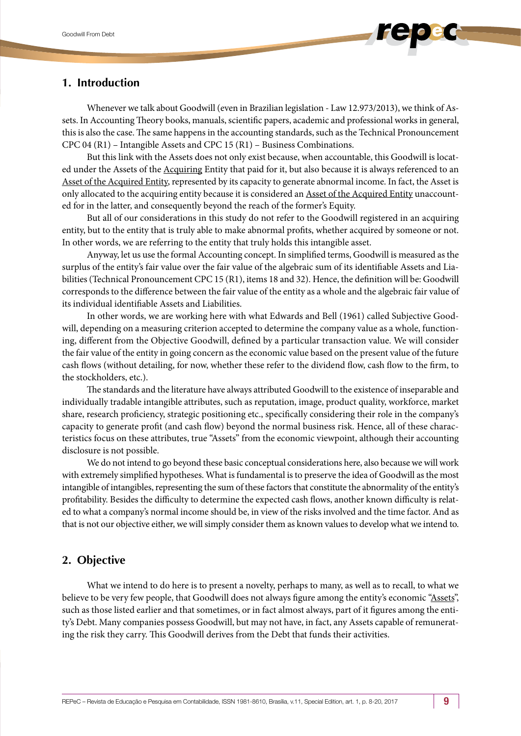## 1. Introduction

Whenever we talk about Goodwill (even in Brazilian legislation - Law 12.973/2013), we think of Assets. In Accounting Theory books, manuals, scientific papers, academic and professional works in general, this is also the case. The same happens in the accounting standards, such as the Technical Pronouncement CPC 04 (R1) – Intangible Assets and CPC 15 (R1) – Business Combinations.

But this link with the Assets does not only exist because, when accountable, this Goodwill is located under the Assets of the Acquiring Entity that paid for it, but also because it is always referenced to an Asset of the Acquired Entity, represented by its capacity to generate abnormal income. In fact, the Asset is only allocated to the acquiring entity because it is considered an Asset of the Acquired Entity unaccounted for in the latter, and consequently beyond the reach of the former's Equity.

But all of our considerations in this study do not refer to the Goodwill registered in an acquiring entity, but to the entity that is truly able to make abnormal profits, whether acquired by someone or not. In other words, we are referring to the entity that truly holds this intangible asset.

Anyway, let us use the formal Accounting concept. In simplified terms, Goodwill is measured as the surplus of the entity's fair value over the fair value of the algebraic sum of its identifiable Assets and Liabilities (Technical Pronouncement CPC 15 (R1), items 18 and 32). Hence, the definition will be: Goodwill corresponds to the difference between the fair value of the entity as a whole and the algebraic fair value of its individual identifiable Assets and Liabilities.

In other words, we are working here with what Edwards and Bell (1961) called Subjective Goodwill, depending on a measuring criterion accepted to determine the company value as a whole, functioning, different from the Objective Goodwill, defined by a particular transaction value. We will consider the fair value of the entity in going concern as the economic value based on the present value of the future cash flows (without detailing, for now, whether these refer to the dividend flow, cash flow to the firm, to the stockholders, etc.).

The standards and the literature have always attributed Goodwill to the existence of inseparable and individually tradable intangible attributes, such as reputation, image, product quality, workforce, market share, research proficiency, strategic positioning etc., specifically considering their role in the company's capacity to generate profit (and cash flow) beyond the normal business risk. Hence, all of these characteristics focus on these attributes, true "Assets" from the economic viewpoint, although their accounting disclosure is not possible.

We do not intend to go beyond these basic conceptual considerations here, also because we will work with extremely simplified hypotheses. What is fundamental is to preserve the idea of Goodwill as the most intangible of intangibles, representing the sum of these factors that constitute the abnormality of the entity's profitability. Besides the difficulty to determine the expected cash flows, another known difficulty is related to what a company's normal income should be, in view of the risks involved and the time factor. And as that is not our objective either, we will simply consider them as known values to develop what we intend to.

## 2. Objective

What we intend to do here is to present a novelty, perhaps to many, as well as to recall, to what we believe to be very few people, that Goodwill does not always figure among the entity's economic "Assets", such as those listed earlier and that sometimes, or in fact almost always, part of it figures among the entity's Debt. Many companies possess Goodwill, but may not have, in fact, any Assets capable of remunerating the risk they carry. This Goodwill derives from the Debt that funds their activities.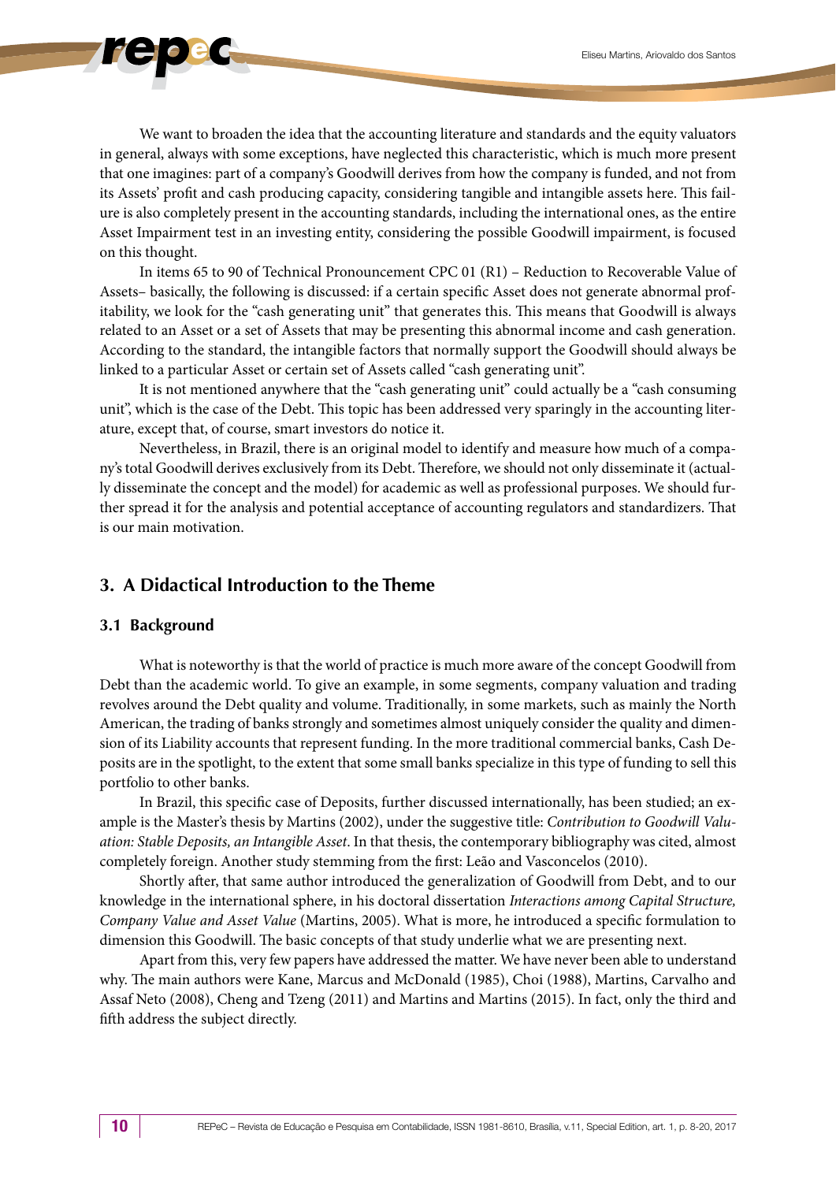We want to broaden the idea that the accounting literature and standards and the equity valuators in general, always with some exceptions, have neglected this characteristic, which is much more present that one imagines: part of a company's Goodwill derives from how the company is funded, and not from its Assets' profit and cash producing capacity, considering tangible and intangible assets here. This failure is also completely present in the accounting standards, including the international ones, as the entire Asset Impairment test in an investing entity, considering the possible Goodwill impairment, is focused on this thought.

In items 65 to 90 of Technical Pronouncement CPC 01 (R1) – Reduction to Recoverable Value of Assets– basically, the following is discussed: if a certain specific Asset does not generate abnormal profitability, we look for the "cash generating unit" that generates this. This means that Goodwill is always related to an Asset or a set of Assets that may be presenting this abnormal income and cash generation. According to the standard, the intangible factors that normally support the Goodwill should always be linked to a particular Asset or certain set of Assets called "cash generating unit".

It is not mentioned anywhere that the "cash generating unit" could actually be a "cash consuming unit", which is the case of the Debt. This topic has been addressed very sparingly in the accounting literature, except that, of course, smart investors do notice it.

Nevertheless, in Brazil, there is an original model to identify and measure how much of a company's total Goodwill derives exclusively from its Debt. Therefore, we should not only disseminate it (actually disseminate the concept and the model) for academic as well as professional purposes. We should further spread it for the analysis and potential acceptance of accounting regulators and standardizers. That is our main motivation.

## 3. A Didactical Introduction to the Theme

### 3.1 Background

What is noteworthy is that the world of practice is much more aware of the concept Goodwill from Debt than the academic world. To give an example, in some segments, company valuation and trading revolves around the Debt quality and volume. Traditionally, in some markets, such as mainly the North American, the trading of banks strongly and sometimes almost uniquely consider the quality and dimension of its Liability accounts that represent funding. In the more traditional commercial banks, Cash Deposits are in the spotlight, to the extent that some small banks specialize in this type of funding to sell this portfolio to other banks.

In Brazil, this specific case of Deposits, further discussed internationally, has been studied; an example is the Master's thesis by Martins (2002), under the suggestive title: *Contribution to Goodwill Valuation: Stable Deposits, an Intangible Asset*. In that thesis, the contemporary bibliography was cited, almost completely foreign. Another study stemming from the first: Leão and Vasconcelos (2010).

Shortly after, that same author introduced the generalization of Goodwill from Debt, and to our knowledge in the international sphere, in his doctoral dissertation *Interactions among Capital Structure, Company Value and Asset Value* (Martins, 2005). What is more, he introduced a specific formulation to dimension this Goodwill. The basic concepts of that study underlie what we are presenting next.

Apart from this, very few papers have addressed the matter. We have never been able to understand why. The main authors were Kane, Marcus and McDonald (1985), Choi (1988), Martins, Carvalho and Assaf Neto (2008), Cheng and Tzeng (2011) and Martins and Martins (2015). In fact, only the third and fifth address the subject directly.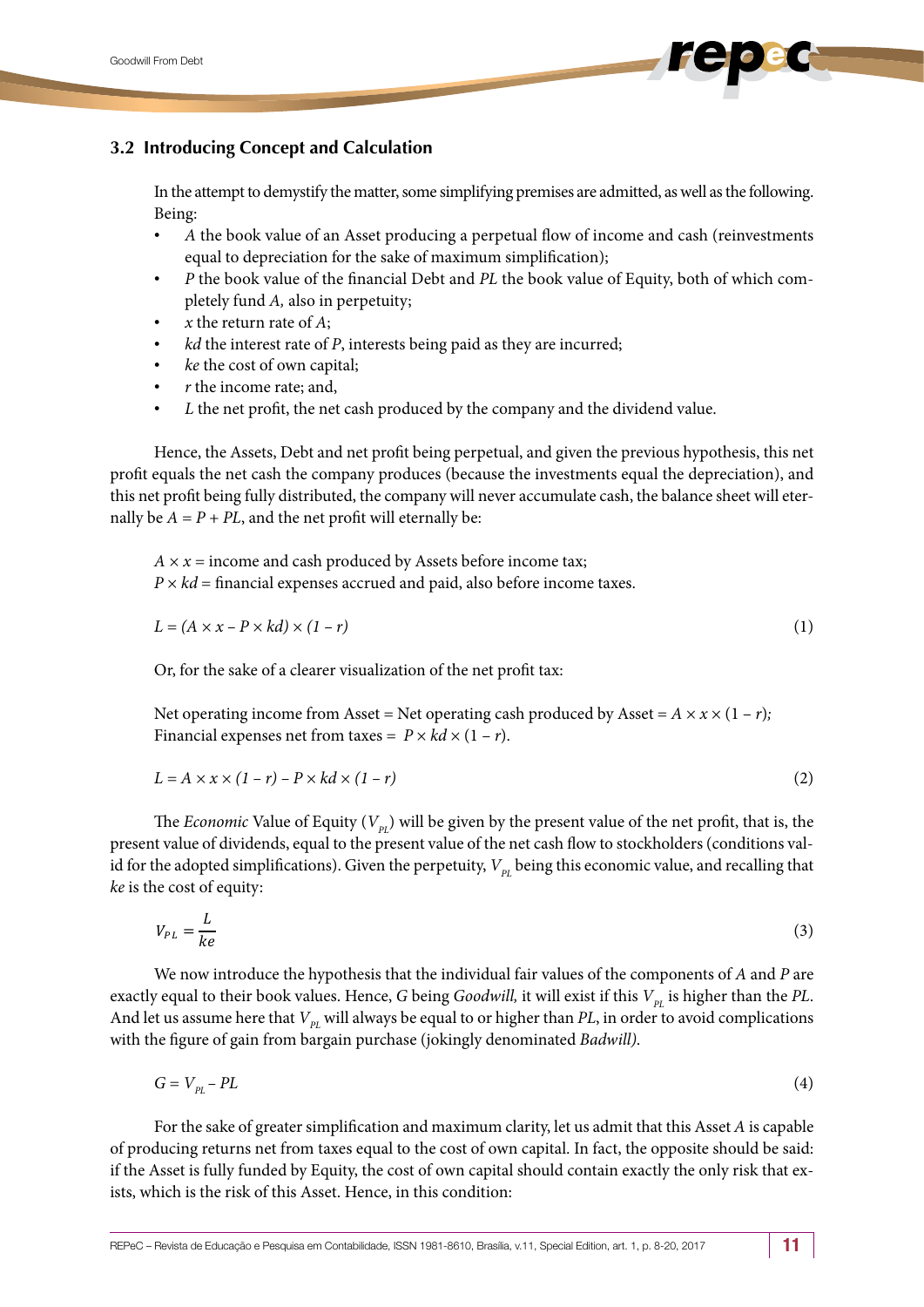### 3.2 Introducing Concept and Calculation

In the attempt to demystify the matter, some simplifying premises are admitted, as well as the following. Being:

- $A$ the book value of an Asset producing a perpetual flow of income and cash (reinvestments equal to depreciation for the sake of maximum simplification);
- $P$ the book value of the financial Debt and $PL$ the book value of Equity, both of which completely fund $A$, also in perpetuity;
- $x$ the return rate of $A$;
- $kd$ the interest rate of $P$, interests being paid as they are incurred;
- $ke$ the cost of own capital;
- $r$ the income rate; and,
- $L$ the net profit, the net cash produced by the company and the dividend value.

Hence, the Assets, Debt and net profit being perpetual, and given the previous hypothesis, this net profit equals the net cash the company produces (because the investments equal the depreciation), and this net profit being fully distributed, the company will never accumulate cash, the balance sheet will eternally be $A = P + PL$, and the net profit will eternally be:

$A \times x$ = income and cash produced by Assets before income tax;
$P \times kd$ = financial expenses accrued and paid, also before income taxes.

$$L = (A \times x - P \times kd) \times (1 - r) \tag{1}$$

Or, for the sake of a clearer visualization of the net profit tax:

Net operating income from Asset = Net operating cash produced by Asset = $A \times x \times (1 - r)$;
Financial expenses net from taxes = $P \times kd \times (1 - r)$.

$$L = A \times x \times (1 - r) - P \times kd \times (1 - r) \tag{2}$$

The *Economic* Value of Equity ($V_{PL}$) will be given by the present value of the net profit, that is, the present value of dividends, equal to the present value of the net cash flow to stockholders (conditions valid for the adopted simplifications). Given the perpetuity, $V_{PL}$ being this economic value, and recalling that $ke$ is the cost of equity:

$$V_{PL} = \frac{L}{ke} \tag{3}$$

We now introduce the hypothesis that the individual fair values of the components of $A$ and $P$ are exactly equal to their book values. Hence, $G$ being *Goodwill*, it will exist if this $V_{PL}$ is higher than the $PL$. And let us assume here that $V_{PL}$ will always be equal to or higher than $PL$, in order to avoid complications with the figure of gain from bargain purchase (jokingly denominated *Badwill).*

$$G = V_{PL} - PL \tag{4}$$

For the sake of greater simplification and maximum clarity, let us admit that this Asset $A$ is capable of producing returns net from taxes equal to the cost of own capital. In fact, the opposite should be said: if the Asset is fully funded by Equity, the cost of own capital should contain exactly the only risk that exists, which is the risk of this Asset. Hence, in this condition: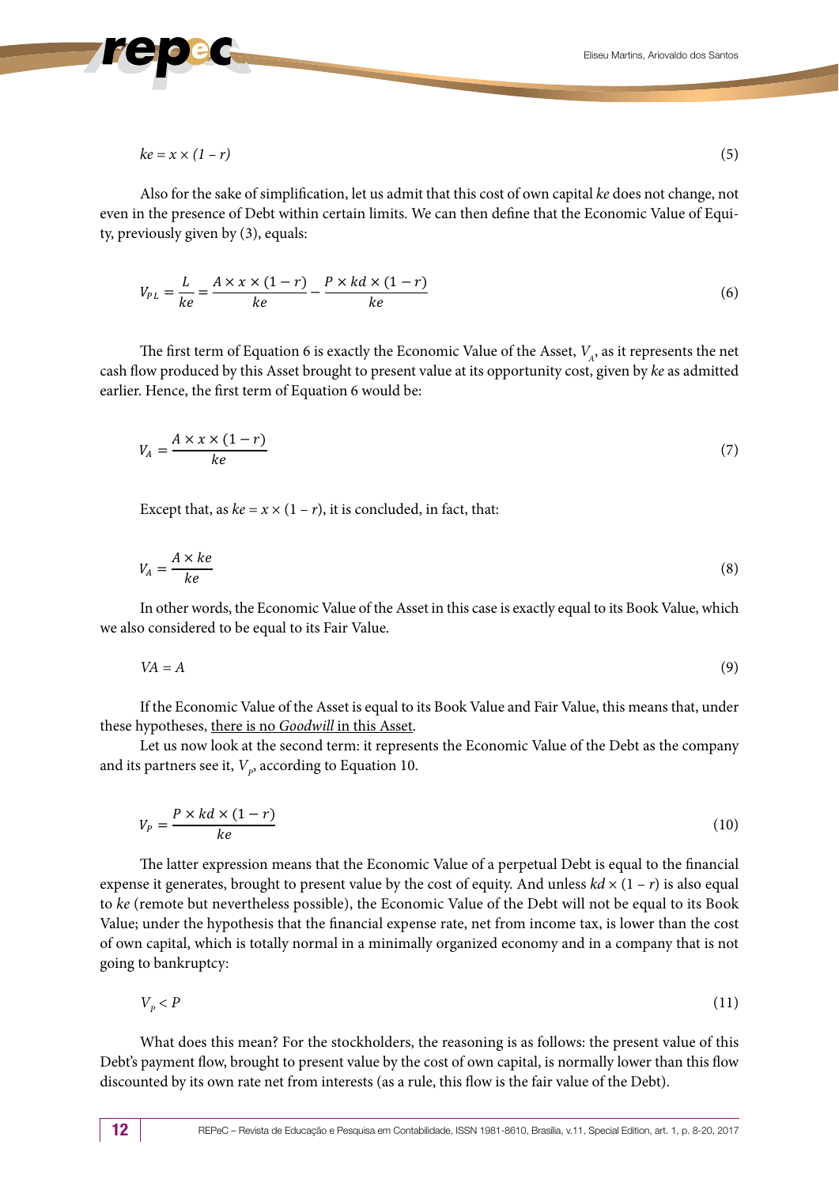$$ke = x \times (1 - r) \tag{5}$$

Also for the sake of simplification, let us admit that this cost of own capital *ke* does not change, not even in the presence of Debt within certain limits. We can then define that the Economic Value of Equity, previously given by (3), equals:

$$V_{PL} = \frac{L}{ke} = \frac{A \times x \times (1 - r)}{ke} - \frac{P \times kd \times (1 - r)}{ke} \tag{6}$$

The first term of Equation 6 is exactly the Economic Value of the Asset, $V_A$, as it represents the net cash flow produced by this Asset brought to present value at its opportunity cost, given by *ke* as admitted earlier. Hence, the first term of Equation 6 would be:

$$V_A = \frac{A \times x \times (1 - r)}{ke} \tag{7}$$

Except that, as $ke = x \times (1 - r)$, it is concluded, in fact, that:

$$V_A = \frac{A \times ke}{ke} \tag{8}$$

In other words, the Economic Value of the Asset in this case is exactly equal to its Book Value, which we also considered to be equal to its Fair Value.

$$VA = A \tag{9}$$

If the Economic Value of the Asset is equal to its Book Value and Fair Value, this means that, under these hypotheses, there is no *Goodwill* in this Asset.

Let us now look at the second term: it represents the Economic Value of the Debt as the company and its partners see it, $V_P$, according to Equation 10.

$$V_P = \frac{P \times kd \times (1 - r)}{ke} \tag{10}$$

The latter expression means that the Economic Value of a perpetual Debt is equal to the financial expense it generates, brought to present value by the cost of equity. And unless $kd \times (1 - r)$ is also equal to *ke* (remote but nevertheless possible), the Economic Value of the Debt will not be equal to its Book Value; under the hypothesis that the financial expense rate, net from income tax, is lower than the cost of own capital, which is totally normal in a minimally organized economy and in a company that is not going to bankruptcy:

$$V_P < P \tag{11}$$

What does this mean? For the stockholders, the reasoning is as follows: the present value of this Debt's payment flow, brought to present value by the cost of own capital, is normally lower than this flow discounted by its own rate net from interests (as a rule, this flow is the fair value of the Debt).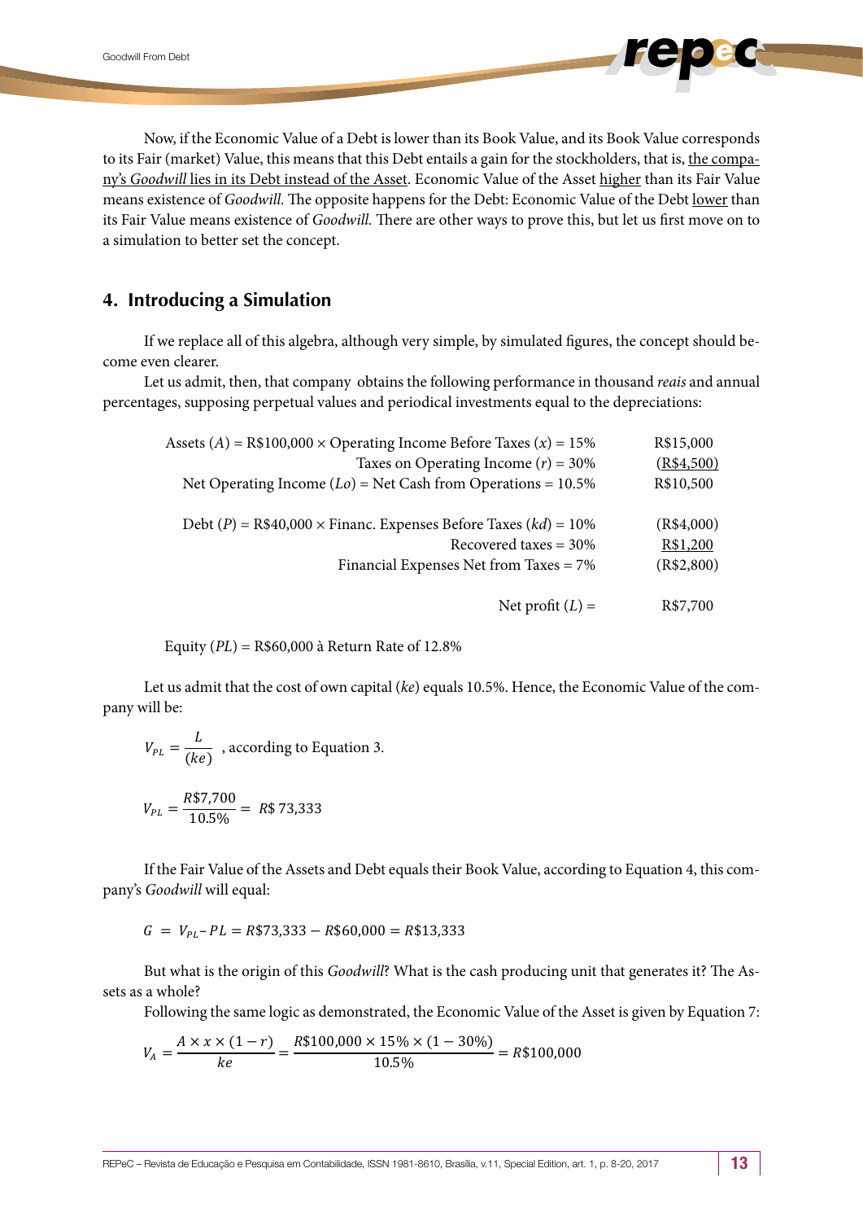Now, if the Economic Value of a Debt is lower than its Book Value, and its Book Value corresponds to its Fair (market) Value, this means that this Debt entails a gain for the stockholders, that is, the company's *Goodwill* lies in its Debt instead of the Asset. Economic Value of the Asset higher than its Fair Value means existence of *Goodwill*. The opposite happens for the Debt: Economic Value of the Debt lower than its Fair Value means existence of *Goodwill*. There are other ways to prove this, but let us first move on to a simulation to better set the concept.

## 4. Introducing a Simulation

If we replace all of this algebra, although very simple, by simulated figures, the concept should become even clearer.

Let us admit, then, that company obtains the following performance in thousand *reais* and annual percentages, supposing perpetual values and periodical investments equal to the depreciations:

| | |
|---|---|
| Assets ($A$) = R$100,000 × Operating Income Before Taxes ($x$) = 15% | R$15,000 |
| Taxes on Operating Income ($r$) = 30% | (R$4,500) |
| Net Operating Income ($Lo$) = Net Cash from Operations = 10.5% | R$10,500 |
| | |
| Debt ($P$) = R$40,000 × Financ. Expenses Before Taxes ($kd$) = 10% | (R$4,000) |
| Recovered taxes = 30% | R$1,200 |
| Financial Expenses Net from Taxes = 7% | (R$2,800) |
| | |
| Net profit ($L$) = | R$7,700 |

Equity ($PL$) = R$60,000 à Return Rate of 12.8%

Let us admit that the cost of own capital ($ke$) equals 10.5%. Hence, the Economic Value of the company will be:

$$V_{PL} = \frac{L}{(ke)}$$ , according to Equation 3.

$$V_{PL} = \frac{R\$7{,}700}{10.5\%} = R\$\,73{,}333$$

If the Fair Value of the Assets and Debt equals their Book Value, according to Equation 4, this company's *Goodwill* will equal:

$$G = V_{PL} - PL = R\$73{,}333 - R\$60{,}000 = R\$13{,}333$$

But what is the origin of this *Goodwill*? What is the cash producing unit that generates it? The Assets as a whole?

Following the same logic as demonstrated, the Economic Value of the Asset is given by Equation 7:

$$V_A = \frac{A \times x \times (1 - r)}{ke} = \frac{R\$100{,}000 \times 15\% \times (1 - 30\%)}{10.5\%} = R\$100{,}000$$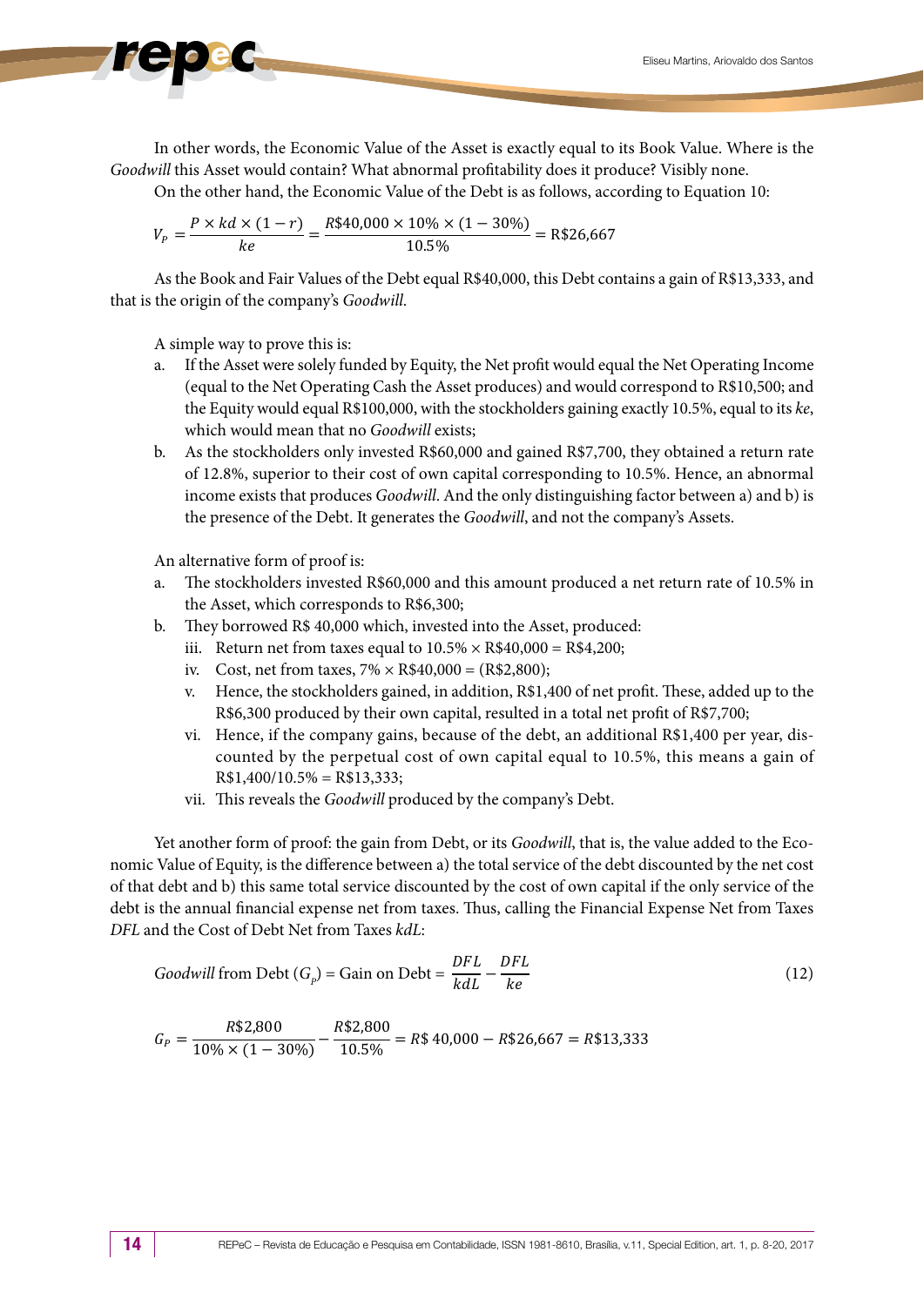In other words, the Economic Value of the Asset is exactly equal to its Book Value. Where is the *Goodwill* this Asset would contain? What abnormal profitability does it produce? Visibly none.

On the other hand, the Economic Value of the Debt is as follows, according to Equation 10:

$$V_P = \frac{P \times kd \times (1-r)}{ke} = \frac{R\$40{,}000 \times 10\% \times (1-30\%)}{10.5\%} = \text{R\$26,667}$$

As the Book and Fair Values of the Debt equal R$40,000, this Debt contains a gain of R$13,333, and that is the origin of the company's *Goodwill*.

A simple way to prove this is:

a. If the Asset were solely funded by Equity, the Net profit would equal the Net Operating Income (equal to the Net Operating Cash the Asset produces) and would correspond to R$10,500; and the Equity would equal R$100,000, with the stockholders gaining exactly 10.5%, equal to its *ke*, which would mean that no *Goodwill* exists;

b. As the stockholders only invested R$60,000 and gained R$7,700, they obtained a return rate of 12.8%, superior to their cost of own capital corresponding to 10.5%. Hence, an abnormal income exists that produces *Goodwill*. And the only distinguishing factor between a) and b) is the presence of the Debt. It generates the *Goodwill*, and not the company's Assets.

An alternative form of proof is:

a. The stockholders invested R$60,000 and this amount produced a net return rate of 10.5% in the Asset, which corresponds to R$6,300;

b. They borrowed R$ 40,000 which, invested into the Asset, produced:

   iii. Return net from taxes equal to 10.5% × R$40,000 = R$4,200;

   iv. Cost, net from taxes, 7% × R$40,000 = (R$2,800);

   v. Hence, the stockholders gained, in addition, R$1,400 of net profit. These, added up to the R$6,300 produced by their own capital, resulted in a total net profit of R$7,700;

   vi. Hence, if the company gains, because of the debt, an additional R$1,400 per year, discounted by the perpetual cost of own capital equal to 10.5%, this means a gain of R$1,400/10.5% = R$13,333;

   vii. This reveals the *Goodwill* produced by the company's Debt.

Yet another form of proof: the gain from Debt, or its *Goodwill*, that is, the value added to the Economic Value of Equity, is the difference between a) the total service of the debt discounted by the net cost of that debt and b) this same total service discounted by the cost of own capital if the only service of the debt is the annual financial expense net from taxes. Thus, calling the Financial Expense Net from Taxes *DFL* and the Cost of Debt Net from Taxes *kdL*:

$$\textit{Goodwill} \text{ from Debt } (G_p) = \text{Gain on Debt} = \frac{DFL}{kdL} - \frac{DFL}{ke} \tag{12}$$

$$G_P = \frac{R\$2{,}800}{10\% \times (1-30\%)} - \frac{R\$2{,}800}{10.5\%} = R\$\,40{,}000 - R\$26{,}667 = R\$13{,}333$$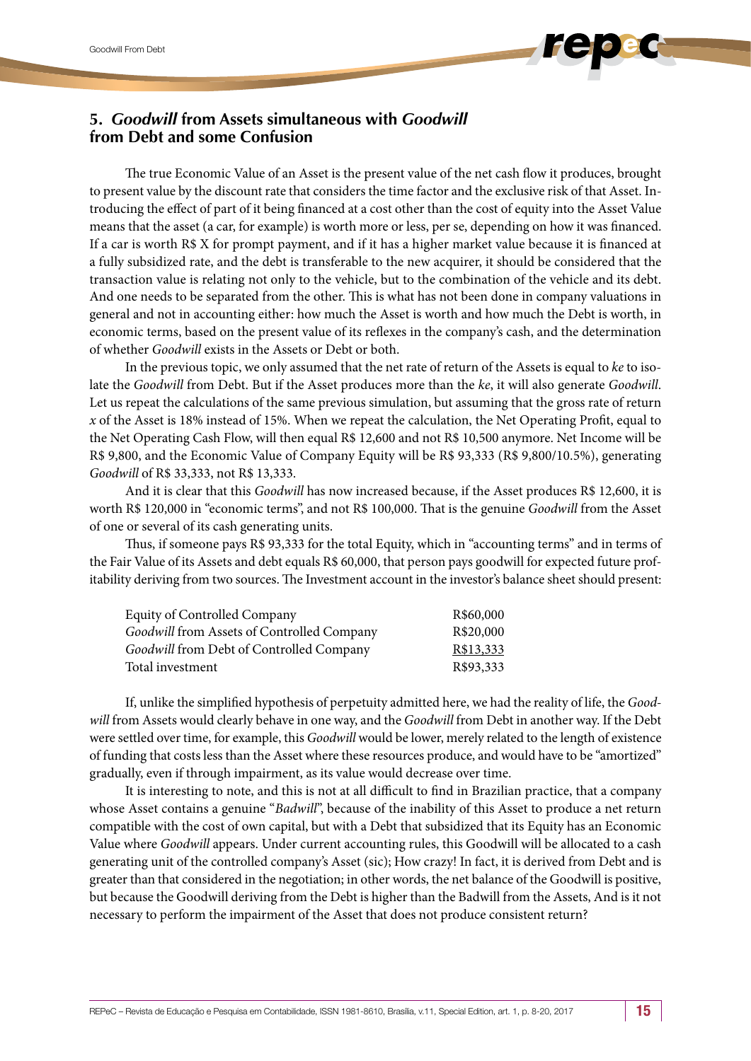## 5. *Goodwill* from Assets simultaneous with *Goodwill* from Debt and some Confusion

The true Economic Value of an Asset is the present value of the net cash flow it produces, brought to present value by the discount rate that considers the time factor and the exclusive risk of that Asset. Introducing the effect of part of it being financed at a cost other than the cost of equity into the Asset Value means that the asset (a car, for example) is worth more or less, per se, depending on how it was financed. If a car is worth R$ X for prompt payment, and if it has a higher market value because it is financed at a fully subsidized rate, and the debt is transferable to the new acquirer, it should be considered that the transaction value is relating not only to the vehicle, but to the combination of the vehicle and its debt. And one needs to be separated from the other. This is what has not been done in company valuations in general and not in accounting either: how much the Asset is worth and how much the Debt is worth, in economic terms, based on the present value of its reflexes in the company's cash, and the determination of whether *Goodwill* exists in the Assets or Debt or both.

In the previous topic, we only assumed that the net rate of return of the Assets is equal to *ke* to isolate the *Goodwill* from Debt. But if the Asset produces more than the *ke*, it will also generate *Goodwill*. Let us repeat the calculations of the same previous simulation, but assuming that the gross rate of return *x* of the Asset is 18% instead of 15%. When we repeat the calculation, the Net Operating Profit, equal to the Net Operating Cash Flow, will then equal R$ 12,600 and not R$ 10,500 anymore. Net Income will be R$ 9,800, and the Economic Value of Company Equity will be R$ 93,333 (R$ 9,800/10.5%), generating *Goodwill* of R$ 33,333, not R$ 13,333.

And it is clear that this *Goodwill* has now increased because, if the Asset produces R$ 12,600, it is worth R$ 120,000 in "economic terms", and not R$ 100,000. That is the genuine *Goodwill* from the Asset of one or several of its cash generating units.

Thus, if someone pays R$ 93,333 for the total Equity, which in "accounting terms" and in terms of the Fair Value of its Assets and debt equals R$ 60,000, that person pays goodwill for expected future profitability deriving from two sources. The Investment account in the investor's balance sheet should present:

| | |
|---|---|
| Equity of Controlled Company | R$60,000 |
| *Goodwill* from Assets of Controlled Company | R$20,000 |
| *Goodwill* from Debt of Controlled Company | R$13,333 |
| Total investment | R$93,333 |

If, unlike the simplified hypothesis of perpetuity admitted here, we had the reality of life, the *Goodwill* from Assets would clearly behave in one way, and the *Goodwill* from Debt in another way. If the Debt were settled over time, for example, this *Goodwill* would be lower, merely related to the length of existence of funding that costs less than the Asset where these resources produce, and would have to be "amortized" gradually, even if through impairment, as its value would decrease over time.

It is interesting to note, and this is not at all difficult to find in Brazilian practice, that a company whose Asset contains a genuine "*Badwill*", because of the inability of this Asset to produce a net return compatible with the cost of own capital, but with a Debt that subsidized that its Equity has an Economic Value where *Goodwill* appears. Under current accounting rules, this Goodwill will be allocated to a cash generating unit of the controlled company's Asset (sic); How crazy! In fact, it is derived from Debt and is greater than that considered in the negotiation; in other words, the net balance of the Goodwill is positive, but because the Goodwill deriving from the Debt is higher than the Badwill from the Assets, And is it not necessary to perform the impairment of the Asset that does not produce consistent return?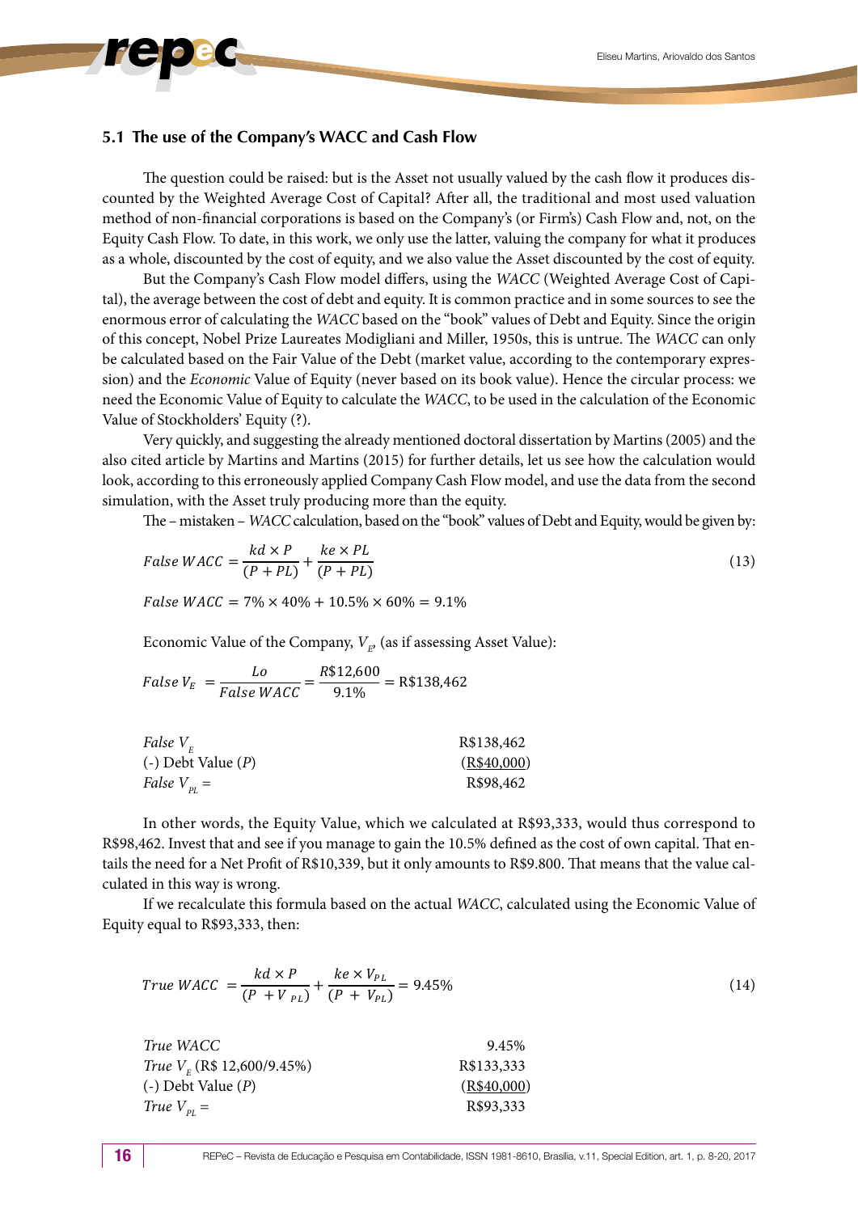### 5.1 The use of the Company's WACC and Cash Flow

The question could be raised: but is the Asset not usually valued by the cash flow it produces discounted by the Weighted Average Cost of Capital? After all, the traditional and most used valuation method of non-financial corporations is based on the Company's (or Firm's) Cash Flow and, not, on the Equity Cash Flow. To date, in this work, we only use the latter, valuing the company for what it produces as a whole, discounted by the cost of equity, and we also value the Asset discounted by the cost of equity.

But the Company's Cash Flow model differs, using the *WACC* (Weighted Average Cost of Capital), the average between the cost of debt and equity. It is common practice and in some sources to see the enormous error of calculating the *WACC* based on the "book" values of Debt and Equity. Since the origin of this concept, Nobel Prize Laureates Modigliani and Miller, 1950s, this is untrue. The *WACC* can only be calculated based on the Fair Value of the Debt (market value, according to the contemporary expression) and the *Economic* Value of Equity (never based on its book value). Hence the circular process: we need the Economic Value of Equity to calculate the *WACC*, to be used in the calculation of the Economic Value of Stockholders' Equity (?).

Very quickly, and suggesting the already mentioned doctoral dissertation by Martins (2005) and the also cited article by Martins and Martins (2015) for further details, let us see how the calculation would look, according to this erroneously applied Company Cash Flow model, and use the data from the second simulation, with the Asset truly producing more than the equity.

The – mistaken – *WACC* calculation, based on the "book" values of Debt and Equity, would be given by:

$$False\ WACC = \frac{kd \times P}{(P + PL)} + \frac{ke \times PL}{(P + PL)} \tag{13}$$

$$False\ WACC = 7\% \times 40\% + 10.5\% \times 60\% = 9.1\%$$

Economic Value of the Company, $V_E$, (as if assessing Asset Value):

$$False\ V_E = \frac{Lo}{False\ WACC} = \frac{R\$12{,}600}{9.1\%} = \text{R\$138,462}$$

| | |
|---|---|
| *False* $V_E$ | R$138,462 |
| (-) Debt Value (*P*) | (R$40,000) |
| *False* $V_{PL}$ = | R$98,462 |

In other words, the Equity Value, which we calculated at R$93,333, would thus correspond to R$98,462. Invest that and see if you manage to gain the 10.5% defined as the cost of own capital. That entails the need for a Net Profit of R$10,339, but it only amounts to R$9.800. That means that the value calculated in this way is wrong.

If we recalculate this formula based on the actual *WACC*, calculated using the Economic Value of Equity equal to R$93,333, then:

$$True\ WACC = \frac{kd \times P}{(P + V_{PL})} + \frac{ke \times V_{PL}}{(P + V_{PL})} = 9.45\% \tag{14}$$

| | |
|---|---|
| *True WACC* | 9.45% |
| *True* $V_E$ (R$ 12,600/9.45%) | R$133,333 |
| (-) Debt Value (*P*) | (R$40,000) |
| *True* $V_{PL}$ = | R$93,333 |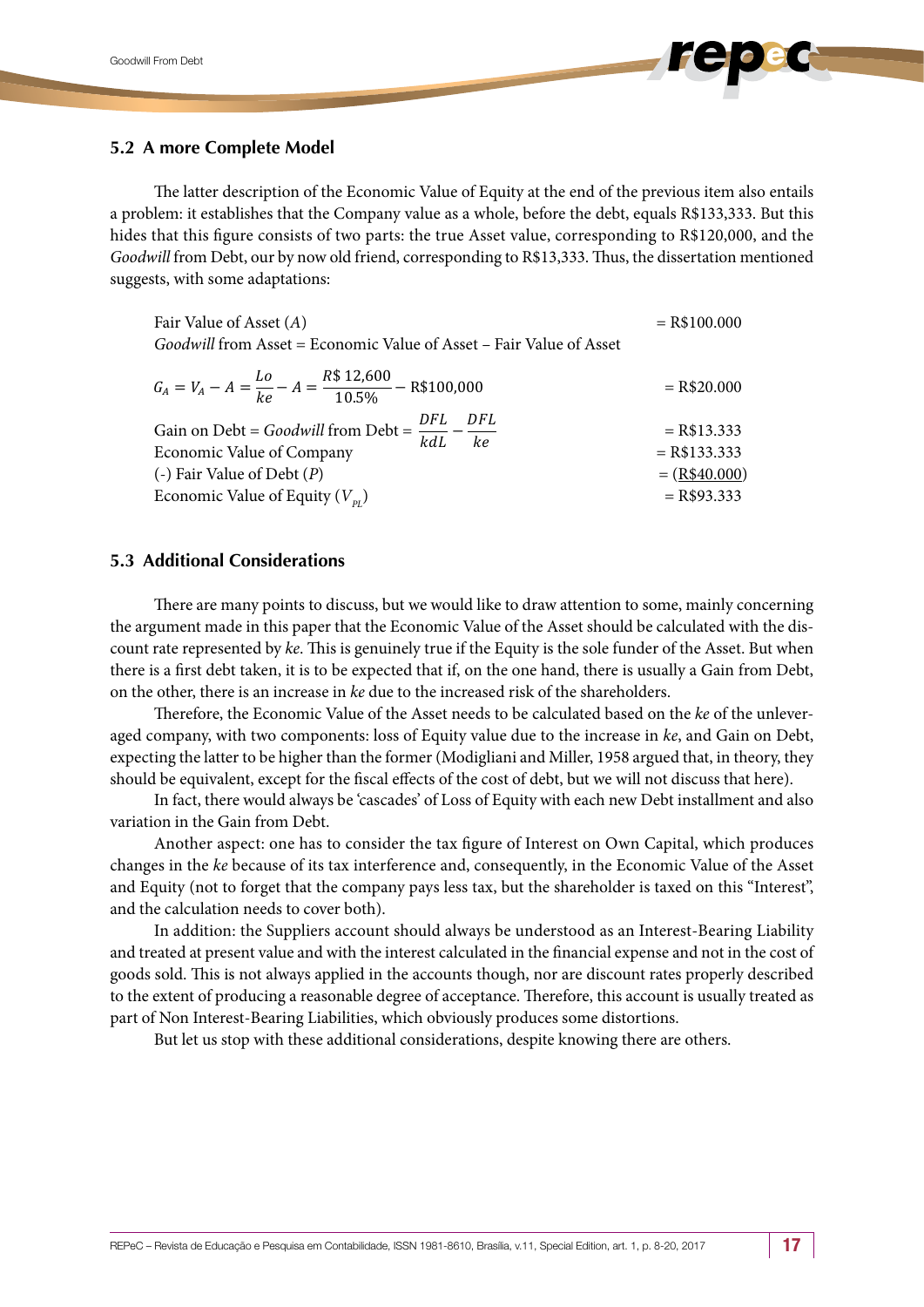## 5.2 A more Complete Model

The latter description of the Economic Value of Equity at the end of the previous item also entails a problem: it establishes that the Company value as a whole, before the debt, equals R$133,333. But this hides that this figure consists of two parts: the true Asset value, corresponding to R$120,000, and the *Goodwill* from Debt, our by now old friend, corresponding to R$13,333. Thus, the dissertation mentioned suggests, with some adaptations:

| | |
|---|---|
| Fair Value of Asset ($A$) | = R$100.000 |
| *Goodwill* from Asset = Economic Value of Asset – Fair Value of Asset | |
| $G_A = V_A - A = \dfrac{Lo}{ke} - A = \dfrac{R\$\,12{,}600}{10.5\%} - \text{R\$100,000}$ | = R$20.000 |
| Gain on Debt = *Goodwill* from Debt = $\dfrac{DFL}{kdL} - \dfrac{DFL}{ke}$ | = R$13.333 |
| Economic Value of Company | = R$133.333 |
| (-) Fair Value of Debt ($P$) | = (R$40.000) |
| Economic Value of Equity ($V_{PL}$) | = R$93.333 |

## 5.3 Additional Considerations

There are many points to discuss, but we would like to draw attention to some, mainly concerning the argument made in this paper that the Economic Value of the Asset should be calculated with the discount rate represented by *ke*. This is genuinely true if the Equity is the sole funder of the Asset. But when there is a first debt taken, it is to be expected that if, on the one hand, there is usually a Gain from Debt, on the other, there is an increase in *ke* due to the increased risk of the shareholders.

Therefore, the Economic Value of the Asset needs to be calculated based on the *ke* of the unleveraged company, with two components: loss of Equity value due to the increase in *ke*, and Gain on Debt, expecting the latter to be higher than the former (Modigliani and Miller, 1958 argued that, in theory, they should be equivalent, except for the fiscal effects of the cost of debt, but we will not discuss that here).

In fact, there would always be 'cascades' of Loss of Equity with each new Debt installment and also variation in the Gain from Debt.

Another aspect: one has to consider the tax figure of Interest on Own Capital, which produces changes in the *ke* because of its tax interference and, consequently, in the Economic Value of the Asset and Equity (not to forget that the company pays less tax, but the shareholder is taxed on this "Interest", and the calculation needs to cover both).

In addition: the Suppliers account should always be understood as an Interest-Bearing Liability and treated at present value and with the interest calculated in the financial expense and not in the cost of goods sold. This is not always applied in the accounts though, nor are discount rates properly described to the extent of producing a reasonable degree of acceptance. Therefore, this account is usually treated as part of Non Interest-Bearing Liabilities, which obviously produces some distortions.

But let us stop with these additional considerations, despite knowing there are others.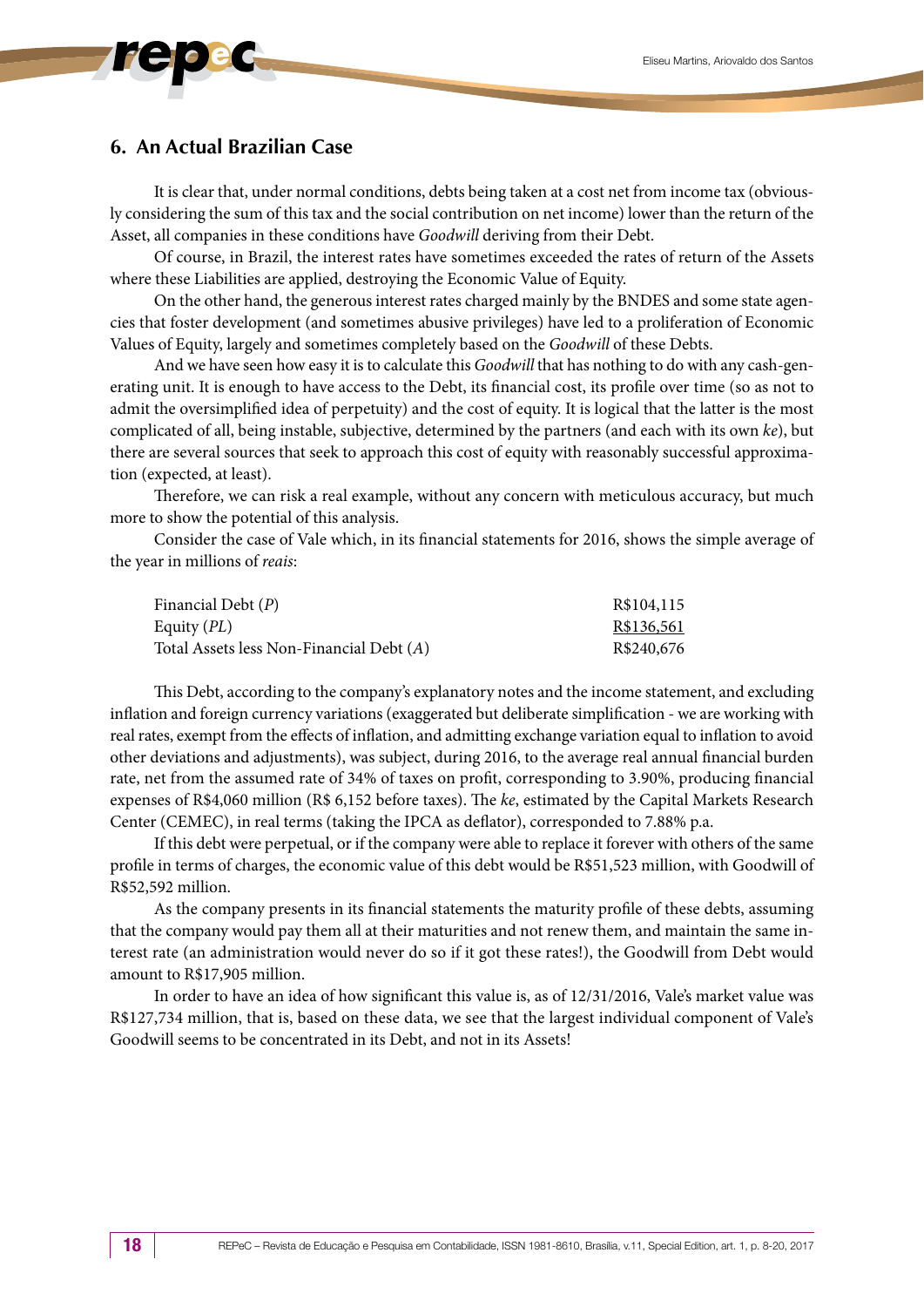## 6. An Actual Brazilian Case

It is clear that, under normal conditions, debts being taken at a cost net from income tax (obviously considering the sum of this tax and the social contribution on net income) lower than the return of the Asset, all companies in these conditions have *Goodwill* deriving from their Debt.

Of course, in Brazil, the interest rates have sometimes exceeded the rates of return of the Assets where these Liabilities are applied, destroying the Economic Value of Equity.

On the other hand, the generous interest rates charged mainly by the BNDES and some state agencies that foster development (and sometimes abusive privileges) have led to a proliferation of Economic Values of Equity, largely and sometimes completely based on the *Goodwill* of these Debts.

And we have seen how easy it is to calculate this *Goodwill* that has nothing to do with any cash-generating unit. It is enough to have access to the Debt, its financial cost, its profile over time (so as not to admit the oversimplified idea of perpetuity) and the cost of equity. It is logical that the latter is the most complicated of all, being instable, subjective, determined by the partners (and each with its own *ke*), but there are several sources that seek to approach this cost of equity with reasonably successful approximation (expected, at least).

Therefore, we can risk a real example, without any concern with meticulous accuracy, but much more to show the potential of this analysis.

Consider the case of Vale which, in its financial statements for 2016, shows the simple average of the year in millions of *reais*:

| | |
|---|---|
| Financial Debt (*P*) | R$104,115 |
| Equity (*PL*) | R$136,561 |
| Total Assets less Non-Financial Debt (*A*) | R$240,676 |

This Debt, according to the company's explanatory notes and the income statement, and excluding inflation and foreign currency variations (exaggerated but deliberate simplification - we are working with real rates, exempt from the effects of inflation, and admitting exchange variation equal to inflation to avoid other deviations and adjustments), was subject, during 2016, to the average real annual financial burden rate, net from the assumed rate of 34% of taxes on profit, corresponding to 3.90%, producing financial expenses of R$4,060 million (R$ 6,152 before taxes). The *ke*, estimated by the Capital Markets Research Center (CEMEC), in real terms (taking the IPCA as deflator), corresponded to 7.88% p.a.

If this debt were perpetual, or if the company were able to replace it forever with others of the same profile in terms of charges, the economic value of this debt would be R$51,523 million, with Goodwill of R$52,592 million.

As the company presents in its financial statements the maturity profile of these debts, assuming that the company would pay them all at their maturities and not renew them, and maintain the same interest rate (an administration would never do so if it got these rates!), the Goodwill from Debt would amount to R$17,905 million.

In order to have an idea of how significant this value is, as of 12/31/2016, Vale's market value was R$127,734 million, that is, based on these data, we see that the largest individual component of Vale's Goodwill seems to be concentrated in its Debt, and not in its Assets!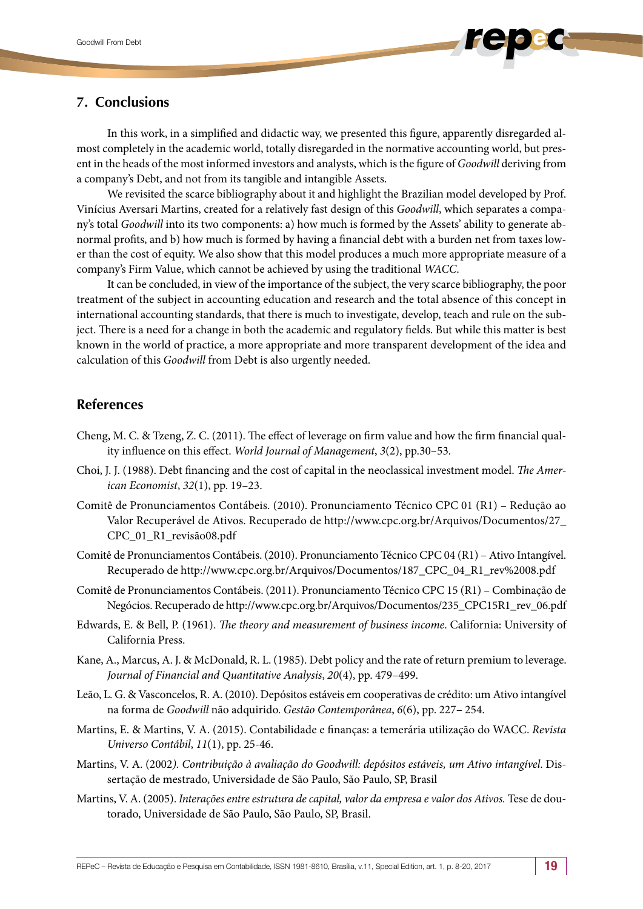## 7. Conclusions

In this work, in a simplified and didactic way, we presented this figure, apparently disregarded almost completely in the academic world, totally disregarded in the normative accounting world, but present in the heads of the most informed investors and analysts, which is the figure of *Goodwill* deriving from a company's Debt, and not from its tangible and intangible Assets.

We revisited the scarce bibliography about it and highlight the Brazilian model developed by Prof. Vinícius Aversari Martins, created for a relatively fast design of this *Goodwill*, which separates a company's total *Goodwill* into its two components: a) how much is formed by the Assets' ability to generate abnormal profits, and b) how much is formed by having a financial debt with a burden net from taxes lower than the cost of equity. We also show that this model produces a much more appropriate measure of a company's Firm Value, which cannot be achieved by using the traditional *WACC*.

It can be concluded, in view of the importance of the subject, the very scarce bibliography, the poor treatment of the subject in accounting education and research and the total absence of this concept in international accounting standards, that there is much to investigate, develop, teach and rule on the subject. There is a need for a change in both the academic and regulatory fields. But while this matter is best known in the world of practice, a more appropriate and more transparent development of the idea and calculation of this *Goodwill* from Debt is also urgently needed.

## References

Cheng, M. C. & Tzeng, Z. C. (2011). The effect of leverage on firm value and how the firm financial quality influence on this effect. *World Journal of Management*, *3*(2), pp.30–53.

Choi, J. J. (1988). Debt financing and the cost of capital in the neoclassical investment model. *The American Economist*, *32*(1), pp. 19–23.

Comitê de Pronunciamentos Contábeis. (2010). Pronunciamento Técnico CPC 01 (R1) – Redução ao Valor Recuperável de Ativos. Recuperado de http://www.cpc.org.br/Arquivos/Documentos/27_CPC_01_R1_revisão08.pdf

Comitê de Pronunciamentos Contábeis. (2010). Pronunciamento Técnico CPC 04 (R1) – Ativo Intangível. Recuperado de http://www.cpc.org.br/Arquivos/Documentos/187_CPC_04_R1_rev%2008.pdf

Comitê de Pronunciamentos Contábeis. (2011). Pronunciamento Técnico CPC 15 (R1) – Combinação de Negócios. Recuperado de http://www.cpc.org.br/Arquivos/Documentos/235_CPC15R1_rev_06.pdf

Edwards, E. & Bell, P. (1961). *The theory and measurement of business income*. California: University of California Press.

Kane, A., Marcus, A. J. & McDonald, R. L. (1985). Debt policy and the rate of return premium to leverage. *Journal of Financial and Quantitative Analysis*, *20*(4), pp. 479–499.

Leão, L. G. & Vasconcelos, R. A. (2010). Depósitos estáveis em cooperativas de crédito: um Ativo intangível na forma de *Goodwill* não adquirido. *Gestão Contemporânea*, *6*(6), pp. 227– 254.

Martins, E. & Martins, V. A. (2015). Contabilidade e finanças: a temerária utilização do WACC. *Revista Universo Contábil*, *11*(1), pp. 25-46.

Martins, V. A. (2002*). Contribuição à avaliação do Goodwill: depósitos estáveis, um Ativo intangível*. Dissertação de mestrado, Universidade de São Paulo, São Paulo, SP, Brasil

Martins, V. A. (2005). *Interações entre estrutura de capital, valor da empresa e valor dos Ativos.* Tese de doutorado, Universidade de São Paulo, São Paulo, SP, Brasil.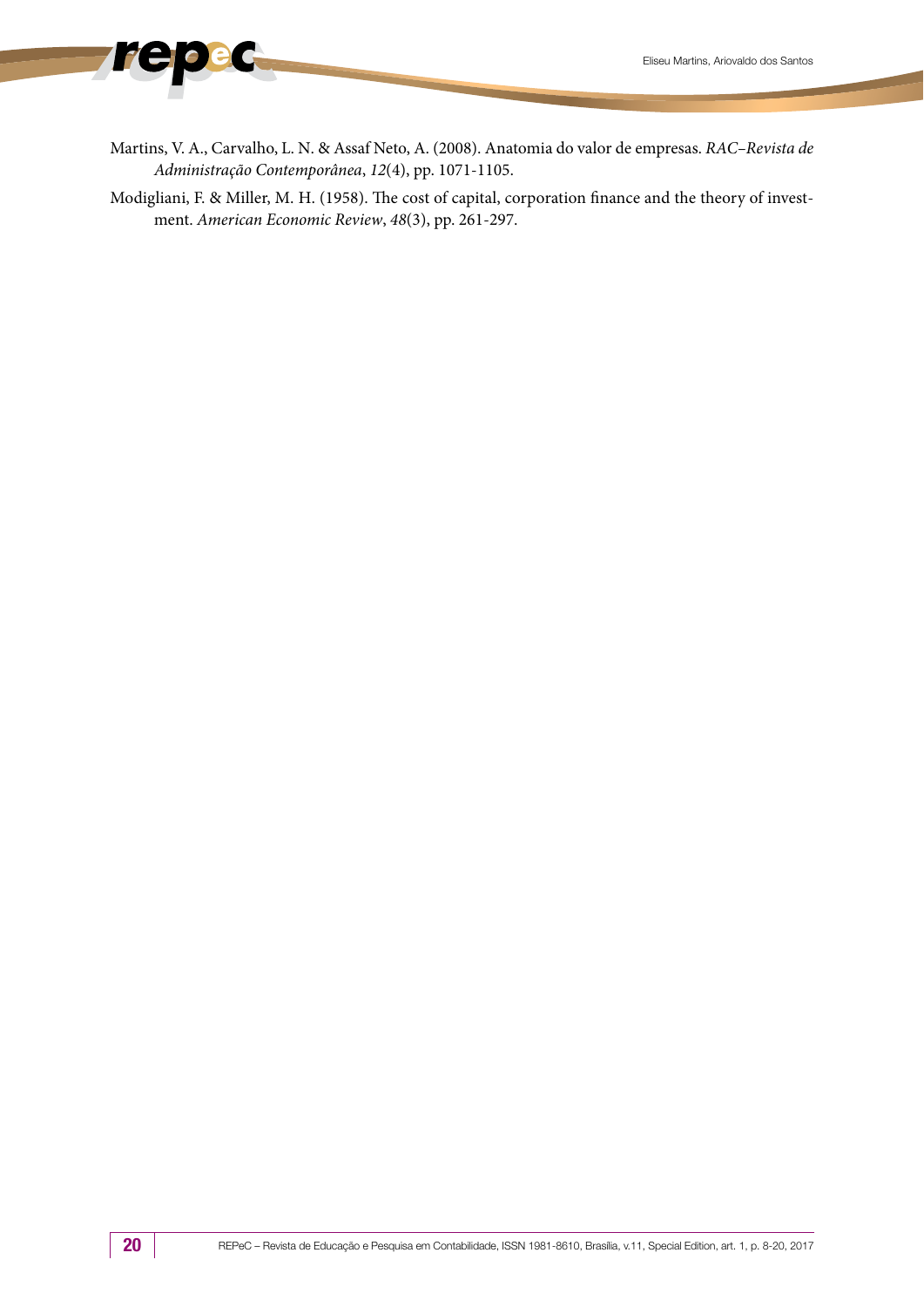Martins, V. A., Carvalho, L. N. & Assaf Neto, A. (2008). Anatomia do valor de empresas. *RAC–Revista de Administração Contemporânea*, *12*(4), pp. 1071-1105.

Modigliani, F. & Miller, M. H. (1958). The cost of capital, corporation finance and the theory of investment. *American Economic Review*, *48*(3), pp. 261-297.